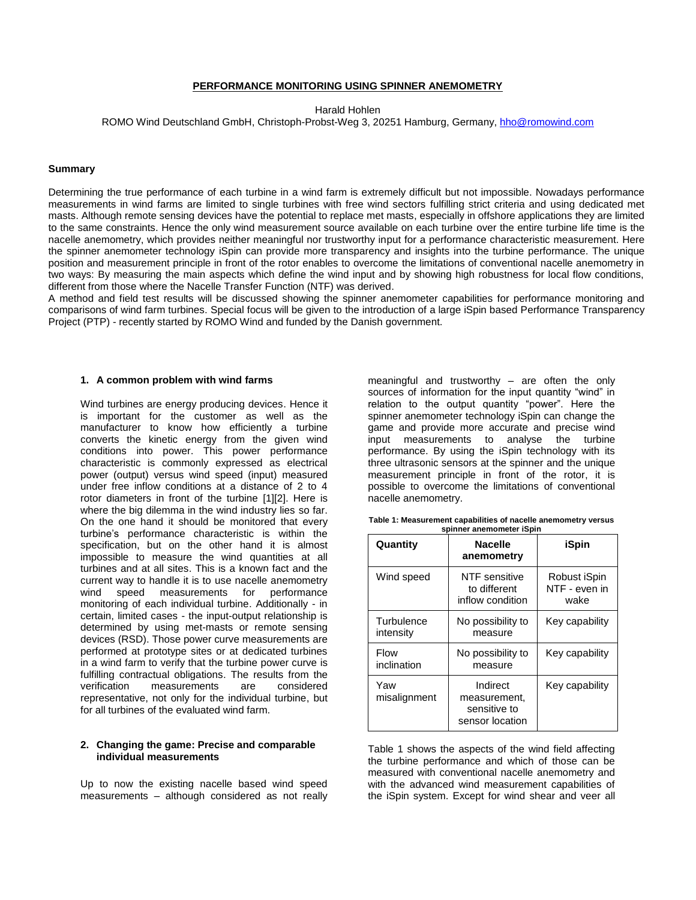# PERFORMANCE MONITORING USING SPINNER ANEMOMETRY

Harald Hohlen
ROMO Wind Deutschland GmbH, Christoph-Probst-Weg 3, 20251 Hamburg, Germany, hho@romowind.com

### Summary

Determining the true performance of each turbine in a wind farm is extremely difficult but not impossible. Nowadays performance measurements in wind farms are limited to single turbines with free wind sectors fulfilling strict criteria and using dedicated met masts. Although remote sensing devices have the potential to replace met masts, especially in offshore applications they are limited to the same constraints. Hence the only wind measurement source available on each turbine over the entire turbine life time is the nacelle anemometry, which provides neither meaningful nor trustworthy input for a performance characteristic measurement. Here the spinner anemometer technology iSpin can provide more transparency and insights into the turbine performance. The unique position and measurement principle in front of the rotor enables to overcome the limitations of conventional nacelle anemometry in two ways: By measuring the main aspects which define the wind input and by showing high robustness for local flow conditions, different from those where the Nacelle Transfer Function (NTF) was derived.
A method and field test results will be discussed showing the spinner anemometer capabilities for performance monitoring and comparisons of wind farm turbines. Special focus will be given to the introduction of a large iSpin based Performance Transparency Project (PTP) - recently started by ROMO Wind and funded by the Danish government.

## 1. A common problem with wind farms

Wind turbines are energy producing devices. Hence it is important for the customer as well as the manufacturer to know how efficiently a turbine converts the kinetic energy from the given wind conditions into power. This power performance characteristic is commonly expressed as electrical power (output) versus wind speed (input) measured under free inflow conditions at a distance of 2 to 4 rotor diameters in front of the turbine [1][2]. Here is where the big dilemma in the wind industry lies so far. On the one hand it should be monitored that every turbine's performance characteristic is within the specification, but on the other hand it is almost impossible to measure the wind quantities at all turbines and at all sites. This is a known fact and the current way to handle it is to use nacelle anemometry wind speed measurements for performance monitoring of each individual turbine. Additionally - in certain, limited cases - the input-output relationship is determined by using met-masts or remote sensing devices (RSD). Those power curve measurements are performed at prototype sites or at dedicated turbines in a wind farm to verify that the turbine power curve is fulfilling contractual obligations. The results from the verification measurements are considered representative, not only for the individual turbine, but for all turbines of the evaluated wind farm.

## 2. Changing the game: Precise and comparable individual measurements

Up to now the existing nacelle based wind speed measurements – although considered as not really meaningful and trustworthy – are often the only sources of information for the input quantity "wind" in relation to the output quantity "power". Here the spinner anemometer technology iSpin can change the game and provide more accurate and precise wind input measurements to analyse the turbine performance. By using the iSpin technology with its three ultrasonic sensors at the spinner and the unique measurement principle in front of the rotor, it is possible to overcome the limitations of conventional nacelle anemometry.

**Table 1: Measurement capabilities of nacelle anemometry versus spinner anemometer iSpin**

| Quantity | Nacelle anemometry | iSpin |
|---|---|---|
| Wind speed | NTF sensitive to different inflow condition | Robust iSpin NTF - even in wake |
| Turbulence intensity | No possibility to measure | Key capability |
| Flow inclination | No possibility to measure | Key capability |
| Yaw misalignment | Indirect measurement, sensitive to sensor location | Key capability |

Table 1 shows the aspects of the wind field affecting the turbine performance and which of those can be measured with conventional nacelle anemometry and with the advanced wind measurement capabilities of the iSpin system. Except for wind shear and veer all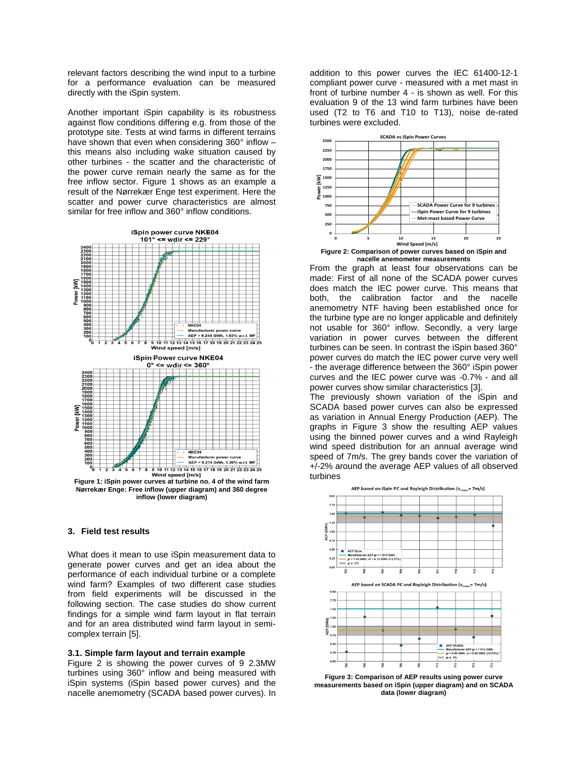relevant factors describing the wind input to a turbine for a performance evaluation can be measured directly with the iSpin system.

Another important iSpin capability is its robustness against flow conditions differing e.g. from those of the prototype site. Tests at wind farms in different terrains have shown that even when considering 360° inflow – this means also including wake situation caused by other turbines - the scatter and the characteristic of the power curve remain nearly the same as for the free inflow sector. Figure 1 shows as an example a result of the Nørrekær Enge test experiment. Here the scatter and power curve characteristics are almost similar for free inflow and 360° inflow conditions.

**Figure 1: iSpin power curves at turbine no. 4 of the wind farm Nørrekær Enge: Free inflow (upper diagram) and 360 degree inflow (lower diagram)**

## 3. Field test results

What does it mean to use iSpin measurement data to generate power curves and get an idea about the performance of each individual turbine or a complete wind farm? Examples of two different case studies from field experiments will be discussed in the following section. The case studies do show current findings for a simple wind farm layout in flat terrain and for an area distributed wind farm layout in semi-complex terrain [5].

### 3.1. Simple farm layout and terrain example

Figure 2 is showing the power curves of 9 2.3MW turbines using 360° inflow and being measured with iSpin systems (iSpin based power curves) and the nacelle anemometry (SCADA based power curves). In addition to this power curves the IEC 61400-12-1 compliant power curve - measured with a met mast in front of turbine number 4 - is shown as well. For this evaluation 9 of the 13 wind farm turbines have been used (T2 to T6 and T10 to T13), noise de-rated turbines were excluded.

**Figure 2: Comparison of power curves based on iSpin and nacelle anemometer measurements**

From the graph at least four observations can be made: First of all none of the SCADA power curves does match the IEC power curve. This means that both, the calibration factor and the nacelle anemometry NTF having been established once for the turbine type are no longer applicable and definitely not usable for 360° inflow. Secondly, a very large variation in power curves between the different turbines can be seen. In contrast the iSpin based 360° power curves do match the IEC power curve very well - the average difference between the 360° iSpin power curves and the IEC power curve was -0.7% - and all power curves show similar characteristics [3].

The previously shown variation of the iSpin and SCADA based power curves can also be expressed as variation in Annual Energy Production (AEP). The graphs in Figure 3 show the resulting AEP values using the binned power curves and a wind Rayleigh wind speed distribution for an annual average wind speed of 7m/s. The grey bands cover the variation of +/-2% around the average AEP values of all observed turbines

**Figure 3: Comparison of AEP results using power curve measurements based on iSpin (upper diagram) and on SCADA data (lower diagram)**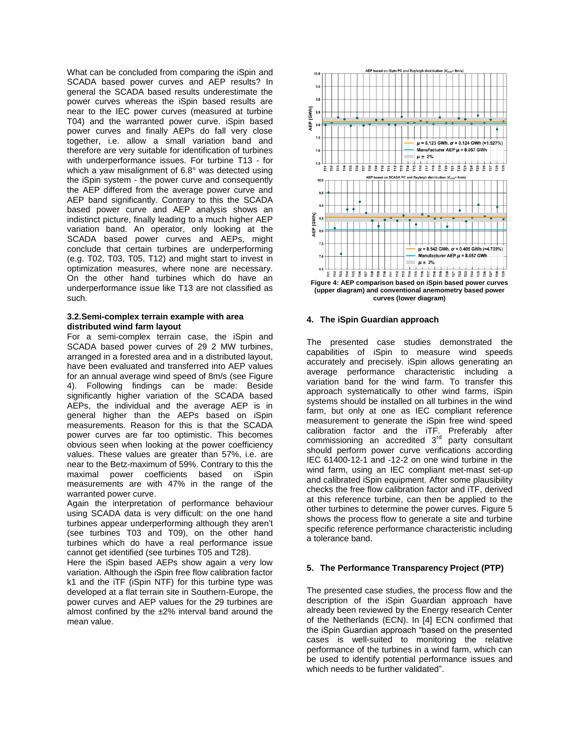What can be concluded from comparing the iSpin and SCADA based power curves and AEP results? In general the SCADA based results underestimate the power curves whereas the iSpin based results are near to the IEC power curves (measured at turbine T04) and the warranted power curve. iSpin based power curves and finally AEPs do fall very close together, i.e. allow a small variation band and therefore are very suitable for identification of turbines with underperformance issues. For turbine T13 - for which a yaw misalignment of 6.8° was detected using the iSpin system - the power curve and consequently the AEP differed from the average power curve and AEP band significantly. Contrary to this the SCADA based power curve and AEP analysis shows an indistinct picture, finally leading to a much higher AEP variation band. An operator, only looking at the SCADA based power curves and AEPs, might conclude that certain turbines are underperforming (e.g. T02, T03, T05, T12) and might start to invest in optimization measures, where none are necessary. On the other hand turbines which do have an underperformance issue like T13 are not classified as such.

### 3.2. Semi-complex terrain example with area distributed wind farm layout

For a semi-complex terrain case, the iSpin and SCADA based power curves of 29 2 MW turbines, arranged in a forested area and in a distributed layout, have been evaluated and transferred into AEP values for an annual average wind speed of 8m/s (see Figure 4). Following findings can be made: Beside significantly higher variation of the SCADA based AEPs, the individual and the average AEP is in general higher than the AEPs based on iSpin measurements. Reason for this is that the SCADA power curves are far too optimistic. This becomes obvious seen when looking at the power coefficiency values. These values are greater than 57%, i.e. are near to the Betz-maximum of 59%. Contrary to this the maximal power coefficients based on iSpin measurements are with 47% in the range of the warranted power curve.

Again the interpretation of performance behaviour using SCADA data is very difficult: on the one hand turbines appear underperforming although they aren't (see turbines T03 and T09), on the other hand turbines which do have a real performance issue cannot get identified (see turbines T05 and T28).

Here the iSpin based AEPs show again a very low variation. Although the iSpin free flow calibration factor k1 and the iTF (iSpin NTF) for this turbine type was developed at a flat terrain site in Southern-Europe, the power curves and AEP values for the 29 turbines are almost confined by the ±2% interval band around the mean value.

**Figure 4: AEP comparison based on iSpin based power curves (upper diagram) and conventional anemometry based power curves (lower diagram)**

## 4. The iSpin Guardian approach

The presented case studies demonstrated the capabilities of iSpin to measure wind speeds accurately and precisely. iSpin allows generating an average performance characteristic including a variation band for the wind farm. To transfer this approach systematically to other wind farms, iSpin systems should be installed on all turbines in the wind farm, but only at one as IEC compliant reference measurement to generate the iSpin free wind speed calibration factor and the iTF. Preferably after commissioning an accredited 3rd party consultant should perform power curve verifications according IEC 61400-12-1 and -12-2 on one wind turbine in the wind farm, using an IEC compliant met-mast set-up and calibrated iSpin equipment. After some plausibility checks the free flow calibration factor and iTF, derived at this reference turbine, can then be applied to the other turbines to determine the power curves. Figure 5 shows the process flow to generate a site and turbine specific reference performance characteristic including a tolerance band.

## 5. The Performance Transparency Project (PTP)

The presented case studies, the process flow and the description of the iSpin Guardian approach have already been reviewed by the Energy research Center of the Netherlands (ECN). In [4] ECN confirmed that the iSpin Guardian approach "based on the presented cases is well-suited to monitoring the relative performance of the turbines in a wind farm, which can be used to identify potential performance issues and which needs to be further validated".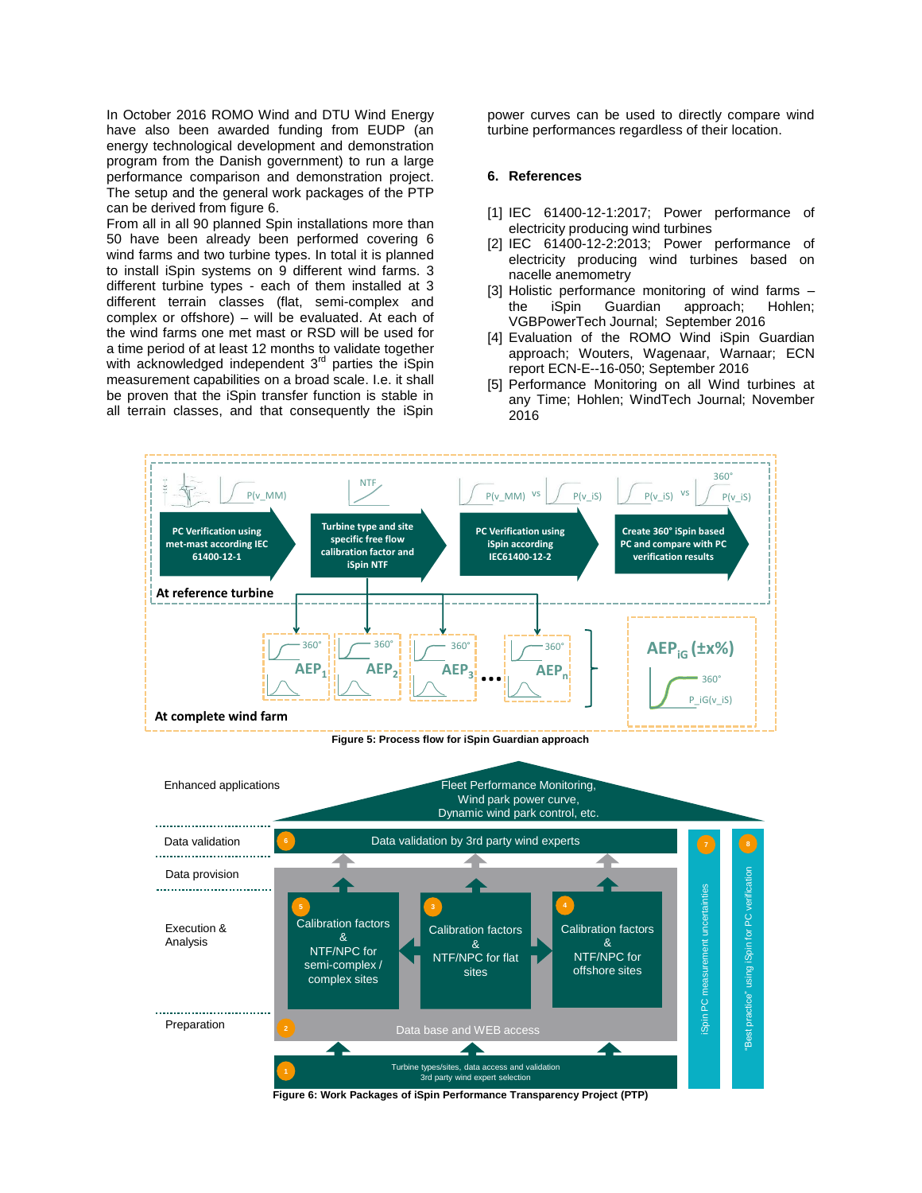In October 2016 ROMO Wind and DTU Wind Energy have also been awarded funding from EUDP (an energy technological development and demonstration program from the Danish government) to run a large performance comparison and demonstration project. The setup and the general work packages of the PTP can be derived from figure 6.

From all in all 90 planned Spin installations more than 50 have been already been performed covering 6 wind farms and two turbine types. In total it is planned to install iSpin systems on 9 different wind farms. 3 different turbine types - each of them installed at 3 different terrain classes (flat, semi-complex and complex or offshore) – will be evaluated. At each of the wind farms one met mast or RSD will be used for a time period of at least 12 months to validate together with acknowledged independent 3rd parties the iSpin measurement capabilities on a broad scale. I.e. it shall be proven that the iSpin transfer function is stable in all terrain classes, and that consequently the iSpin power curves can be used to directly compare wind turbine performances regardless of their location.

## 6. References

[1] IEC 61400-12-1:2017; Power performance of electricity producing wind turbines

[2] IEC 61400-12-2:2013; Power performance of electricity producing wind turbines based on nacelle anemometry

[3] Holistic performance monitoring of wind farms – the iSpin Guardian approach; Hohlen; VGBPowerTech Journal; September 2016

[4] Evaluation of the ROMO Wind iSpin Guardian approach; Wouters, Wagenaar, Warnaar; ECN report ECN-E--16-050; September 2016

[5] Performance Monitoring on all Wind turbines at any Time; Hohlen; WindTech Journal; November 2016

P(v_MM)

PC Verification using met-mast according IEC 61400-12-1

NTF

Turbine type and site specific free flow calibration factor and iSpin NTF

P(v_MM) vs P(v_iS)

PC Verification using iSpin according IEC61400-12-2

360°

P(v_iS) vs P(v_iS)

Create 360° iSpin based PC and compare with PC verification results

At reference turbine

360° $AEP_1$

360° $AEP_2$

360° $AEP_3$

360° $AEP_n$

$AEP_{iG}$ (±x%)

360°

P_iG(v_iS)

At complete wind farm

**Figure 5: Process flow for iSpin Guardian approach**

Enhanced applications

Fleet Performance Monitoring, Wind park power curve, Dynamic wind park control, etc.

Data validation

6 Data validation by 3rd party wind experts

Data provision

Execution & Analysis

5 Calibration factors & NTF/NPC for semi-complex / complex sites

3 Calibration factors & NTF/NPC for flat sites

4 Calibration factors & NTF/NPC for offshore sites

Preparation

2 Data base and WEB access

1 Turbine types/sites, data access and validation 3rd party wind expert selection

7 iSpin PC measurement uncertainties

8 "Best practice" using iSpin for PC verification

**Figure 6: Work Packages of iSpin Performance Transparency Project (PTP)**